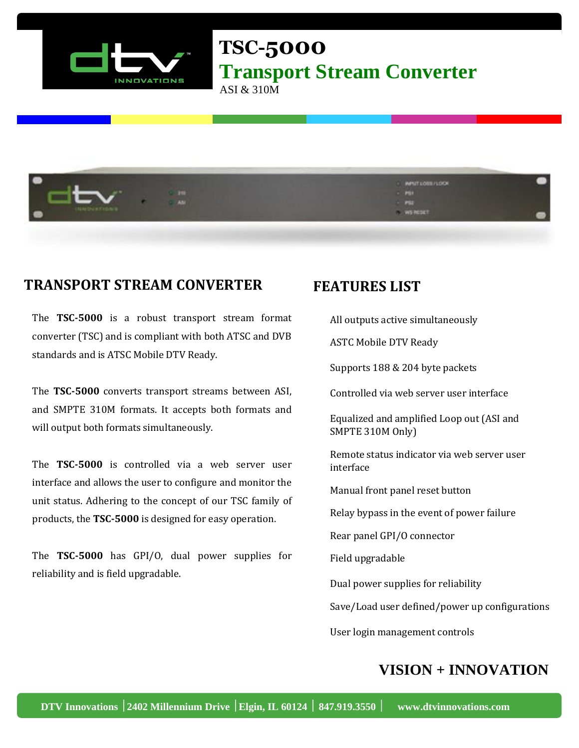# TSC-5000

## Transport Stream Converter

ASI & 310M

## TRANSPORT STREAM CONVERTER

The **TSC-5000** is a robust transport stream format converter (TSC) and is compliant with both ATSC and DVB standards and is ATSC Mobile DTV Ready.

The **TSC-5000** converts transport streams between ASI, and SMPTE 310M formats. It accepts both formats and will output both formats simultaneously.

The **TSC-5000** is controlled via a web server user interface and allows the user to configure and monitor the unit status. Adhering to the concept of our TSC family of products, the **TSC-5000** is designed for easy operation.

The **TSC-5000** has GPI/O, dual power supplies for reliability and is field upgradable.

## FEATURES LIST

- All outputs active simultaneously
- ASTC Mobile DTV Ready
- Supports 188 & 204 byte packets
- Controlled via web server user interface
- Equalized and amplified Loop out (ASI and SMPTE 310M Only)
- Remote status indicator via web server user interface
- Manual front panel reset button
- Relay bypass in the event of power failure
- Rear panel GPI/O connector
- Field upgradable
- Dual power supplies for reliability
- Save/Load user defined/power up configurations
- User login management controls

**VISION + INNOVATION**

DTV Innovations | 2402 Millennium Drive | Elgin, IL 60124 | 847.919.3550 | www.dtvinnovations.com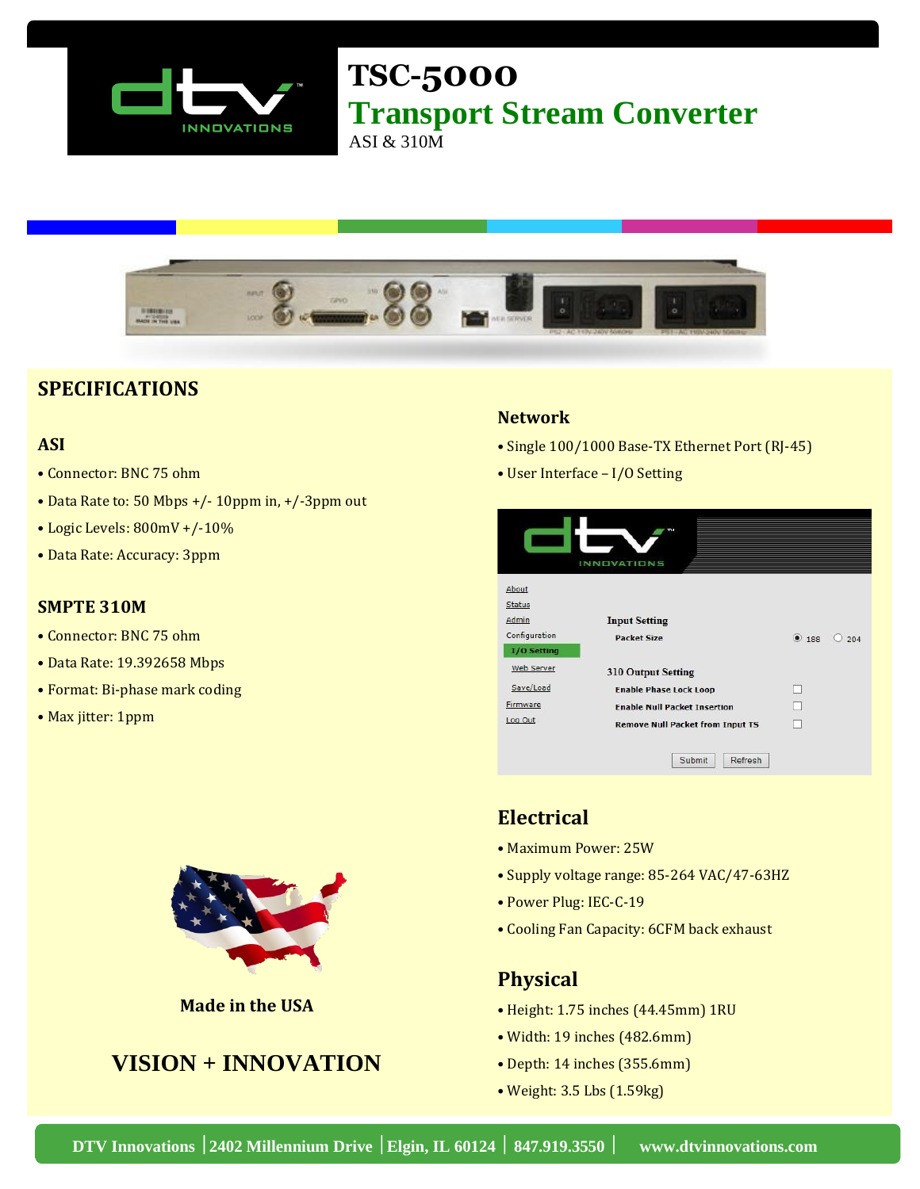# TSC-5000

## Transport Stream Converter

ASI & 310M

## SPECIFICATIONS

### ASI

- Connector: BNC 75 ohm
- Data Rate to: 50 Mbps +/- 10ppm in, +/-3ppm out
- Logic Levels: 800mV +/-10%
- Data Rate: Accuracy: 3ppm

### SMPTE 310M

- Connector: BNC 75 ohm
- Data Rate: 19.392658 Mbps
- Format: Bi-phase mark coding
- Max jitter: 1ppm

Made in the USA

**VISION + INNOVATION**

### Network

- Single 100/1000 Base-TX Ethernet Port (RJ-45)
- User Interface – I/O Setting

### Electrical

- Maximum Power: 25W
- Supply voltage range: 85-264 VAC/47-63HZ
- Power Plug: IEC-C-19
- Cooling Fan Capacity: 6CFM back exhaust

### Physical

- Height: 1.75 inches (44.45mm) 1RU
- Width: 19 inches (482.6mm)
- Depth: 14 inches (355.6mm)
- Weight: 3.5 Lbs (1.59kg)

**DTV Innovations | 2402 Millennium Drive | Elgin, IL 60124 | 847.919.3550 | www.dtvinnovations.com**